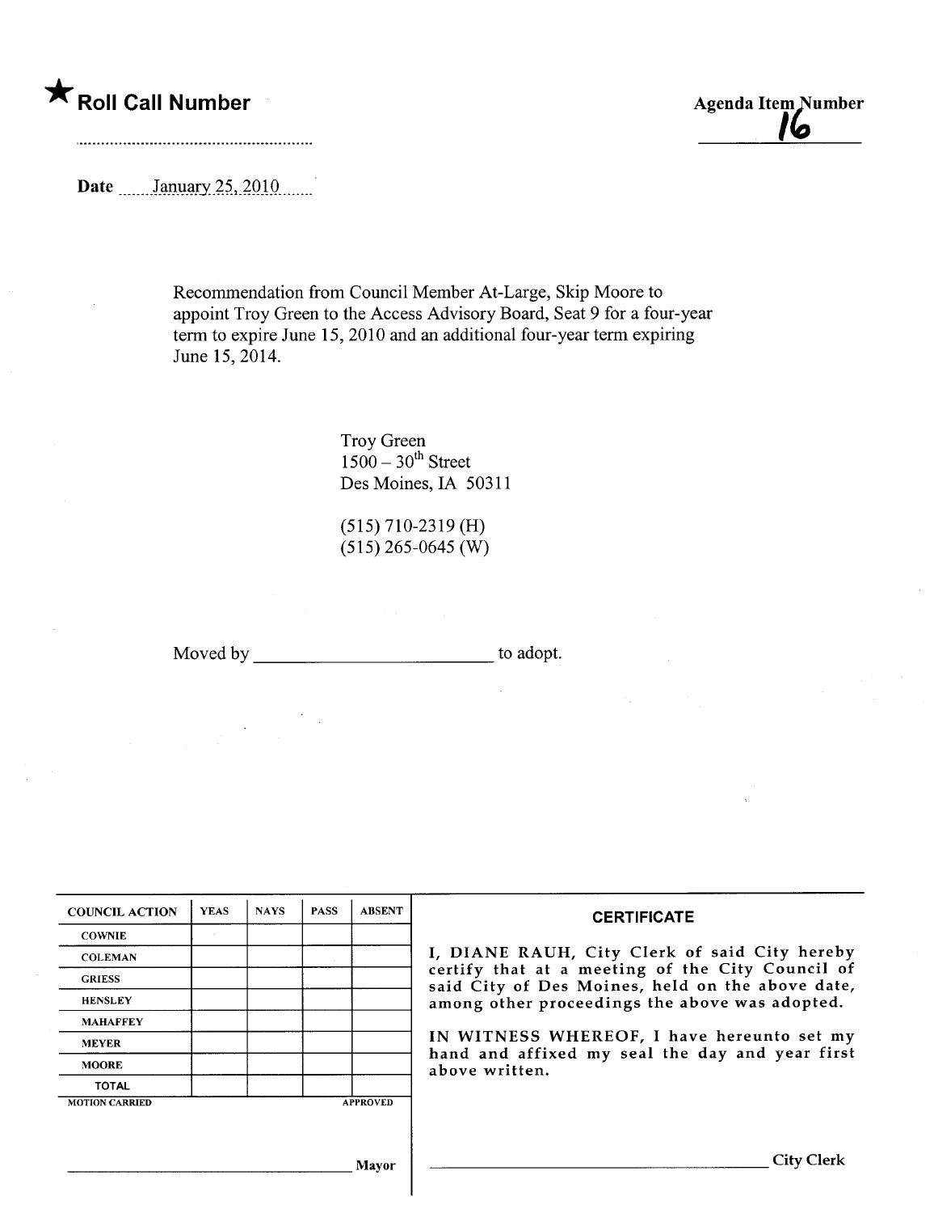★ **Roll Call Number**

..........................................................

**Agenda Item Number**

16

**Date** January 25, 2010

Recommendation from Council Member At-Large, Skip Moore to appoint Troy Green to the Access Advisory Board, Seat 9 for a four-year term to expire June 15, 2010 and an additional four-year term expiring June 15, 2014.

Troy Green
1500 – 30th Street
Des Moines, IA 50311

(515) 710-2319 (H)
(515) 265-0645 (W)

Moved by ________________________ to adopt.

| COUNCIL ACTION | YEAS | NAYS | PASS | ABSENT |
| --- | --- | --- | --- | --- |
| COWNIE | | | | |
| COLEMAN | | | | |
| GRIESS | | | | |
| HENSLEY | | | | |
| MAHAFFEY | | | | |
| MEYER | | | | |
| MOORE | | | | |
| TOTAL | | | | |

MOTION CARRIED APPROVED

________________________ Mayor

**CERTIFICATE**

I, DIANE RAUH, City Clerk of said City hereby certify that at a meeting of the City Council of said City of Des Moines, held on the above date, among other proceedings the above was adopted.

IN WITNESS WHEREOF, I have hereunto set my hand and affixed my seal the day and year first above written.

________________________ City Clerk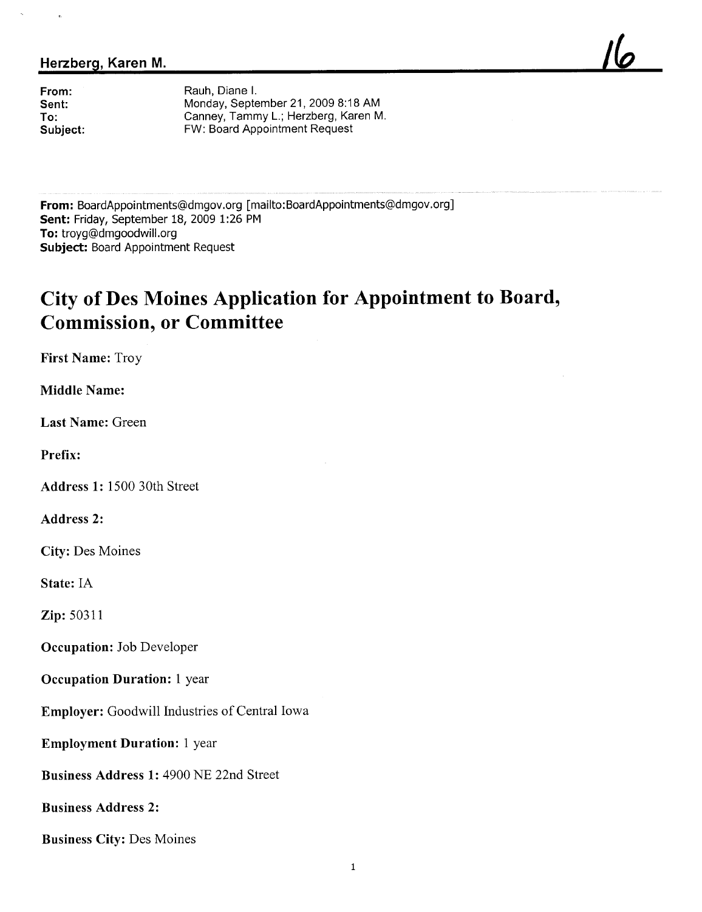**Herzberg, Karen M.** 16

**From:** Rauh, Diane I.
**Sent:** Monday, September 21, 2009 8:18 AM
**To:** Canney, Tammy L.; Herzberg, Karen M.
**Subject:** FW: Board Appointment Request

---

**From:** BoardAppointments@dmgov.org [mailto:BoardAppointments@dmgov.org]
**Sent:** Friday, September 18, 2009 1:26 PM
**To:** troyg@dmgoodwill.org
**Subject:** Board Appointment Request

# City of Des Moines Application for Appointment to Board, Commission, or Committee

**First Name:** Troy

**Middle Name:**

**Last Name:** Green

**Prefix:**

**Address 1:** 1500 30th Street

**Address 2:**

**City:** Des Moines

**State:** IA

**Zip:** 50311

**Occupation:** Job Developer

**Occupation Duration:** 1 year

**Employer:** Goodwill Industries of Central Iowa

**Employment Duration:** 1 year

**Business Address 1:** 4900 NE 22nd Street

**Business Address 2:**

**Business City:** Des Moines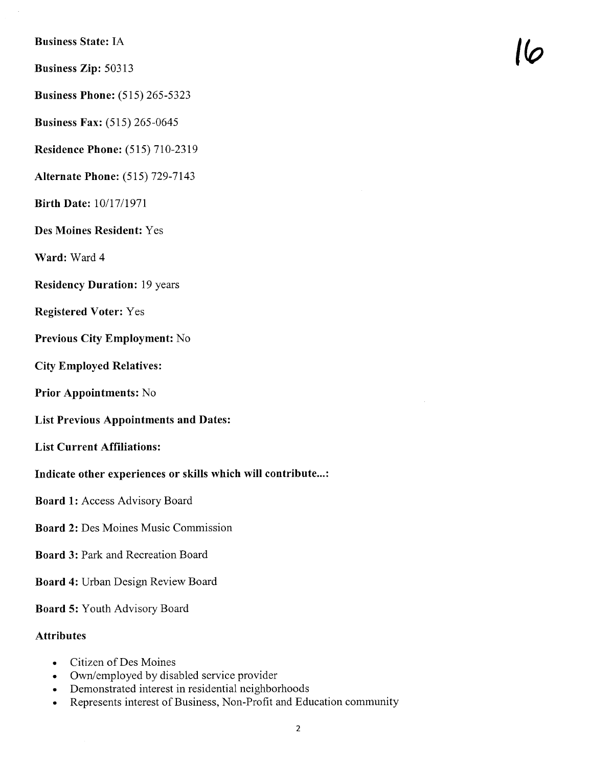**Business State:** IA

**Business Zip:** 50313

**Business Phone:** (515) 265-5323

**Business Fax:** (515) 265-0645

**Residence Phone:** (515) 710-2319

**Alternate Phone:** (515) 729-7143

**Birth Date:** 10/17/1971

**Des Moines Resident:** Yes

**Ward:** Ward 4

**Residency Duration:** 19 years

**Registered Voter:** Yes

**Previous City Employment:** No

**City Employed Relatives:**

**Prior Appointments:** No

**List Previous Appointments and Dates:**

**List Current Affiliations:**

**Indicate other experiences or skills which will contribute...:**

**Board 1:** Access Advisory Board

**Board 2:** Des Moines Music Commission

**Board 3:** Park and Recreation Board

**Board 4:** Urban Design Review Board

**Board 5:** Youth Advisory Board

**Attributes**

- Citizen of Des Moines
- Own/employed by disabled service provider
- Demonstrated interest in residential neighborhoods
- Represents interest of Business, Non-Profit and Education community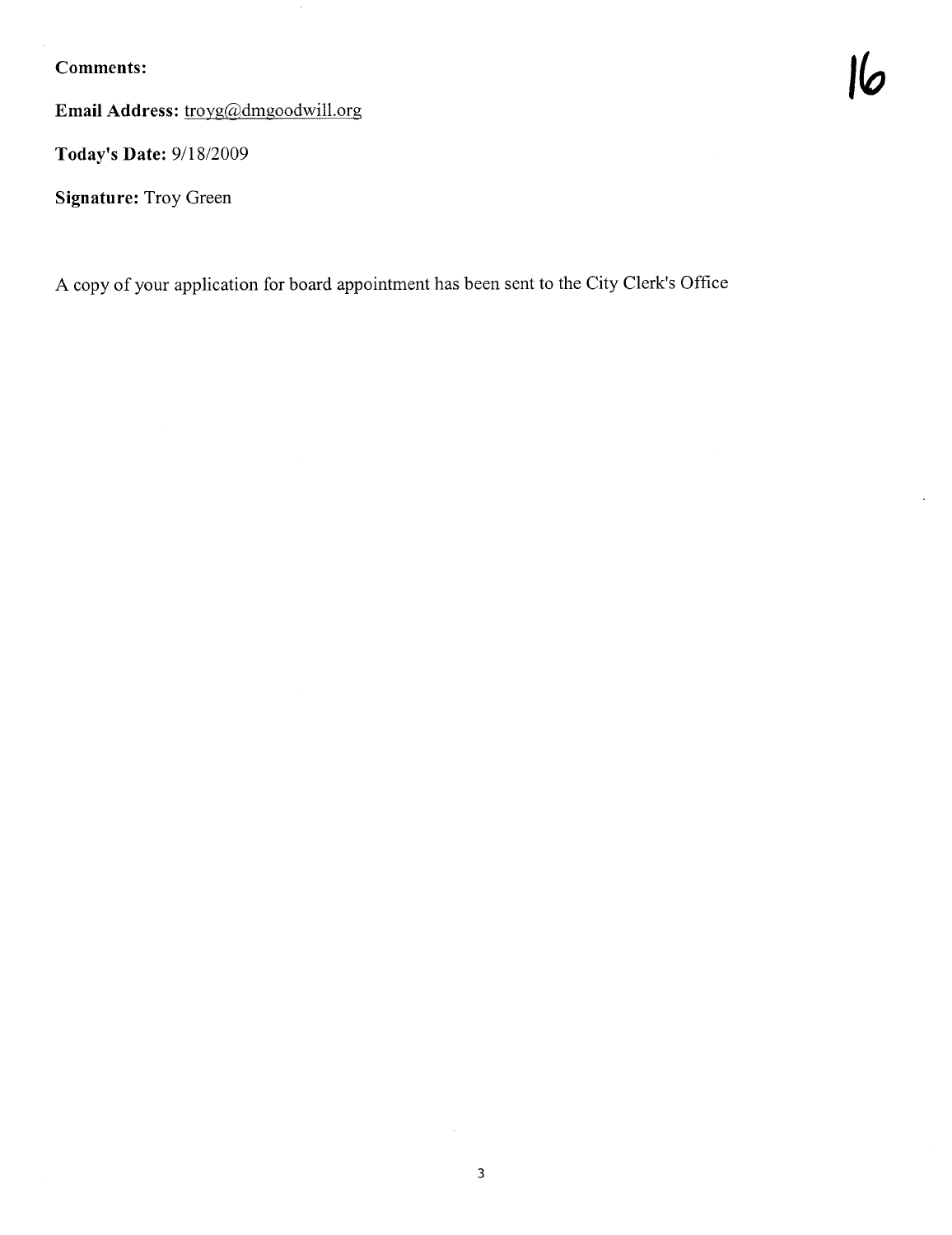**Comments:**

**Email Address:** troyg@dmgoodwill.org

**Today's Date:** 9/18/2009

**Signature:** Troy Green

A copy of your application for board appointment has been sent to the City Clerk's Office